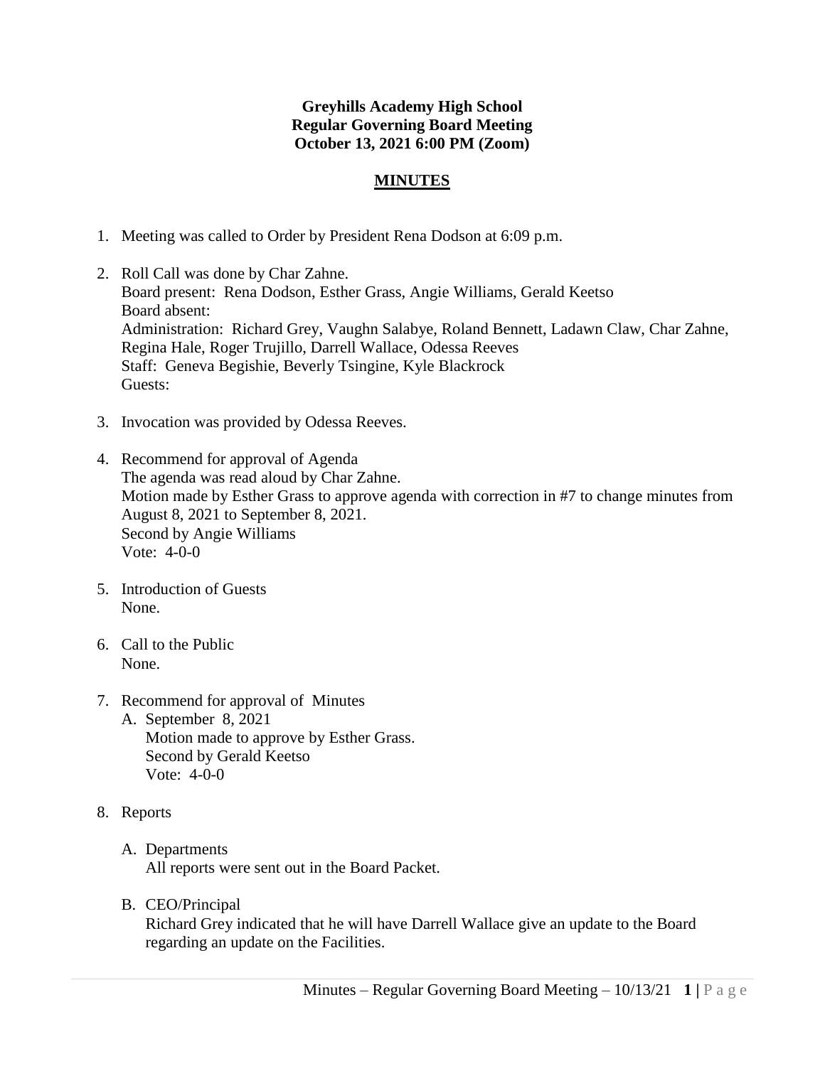**Greyhills Academy High School**
**Regular Governing Board Meeting**
**October 13, 2021 6:00 PM (Zoom)**

# MINUTES

1. Meeting was called to Order by President Rena Dodson at 6:09 p.m.

2. Roll Call was done by Char Zahne.
   Board present: Rena Dodson, Esther Grass, Angie Williams, Gerald Keetso
   Board absent:
   Administration: Richard Grey, Vaughn Salabye, Roland Bennett, Ladawn Claw, Char Zahne, Regina Hale, Roger Trujillo, Darrell Wallace, Odessa Reeves
   Staff: Geneva Begishie, Beverly Tsingine, Kyle Blackrock
   Guests:

3. Invocation was provided by Odessa Reeves.

4. Recommend for approval of Agenda
   The agenda was read aloud by Char Zahne.
   Motion made by Esther Grass to approve agenda with correction in #7 to change minutes from August 8, 2021 to September 8, 2021.
   Second by Angie Williams
   Vote: 4-0-0

5. Introduction of Guests
   None.

6. Call to the Public
   None.

7. Recommend for approval of Minutes
   A. September 8, 2021
      Motion made to approve by Esther Grass.
      Second by Gerald Keetso
      Vote: 4-0-0

8. Reports

   A. Departments
      All reports were sent out in the Board Packet.

   B. CEO/Principal
      Richard Grey indicated that he will have Darrell Wallace give an update to the Board regarding an update on the Facilities.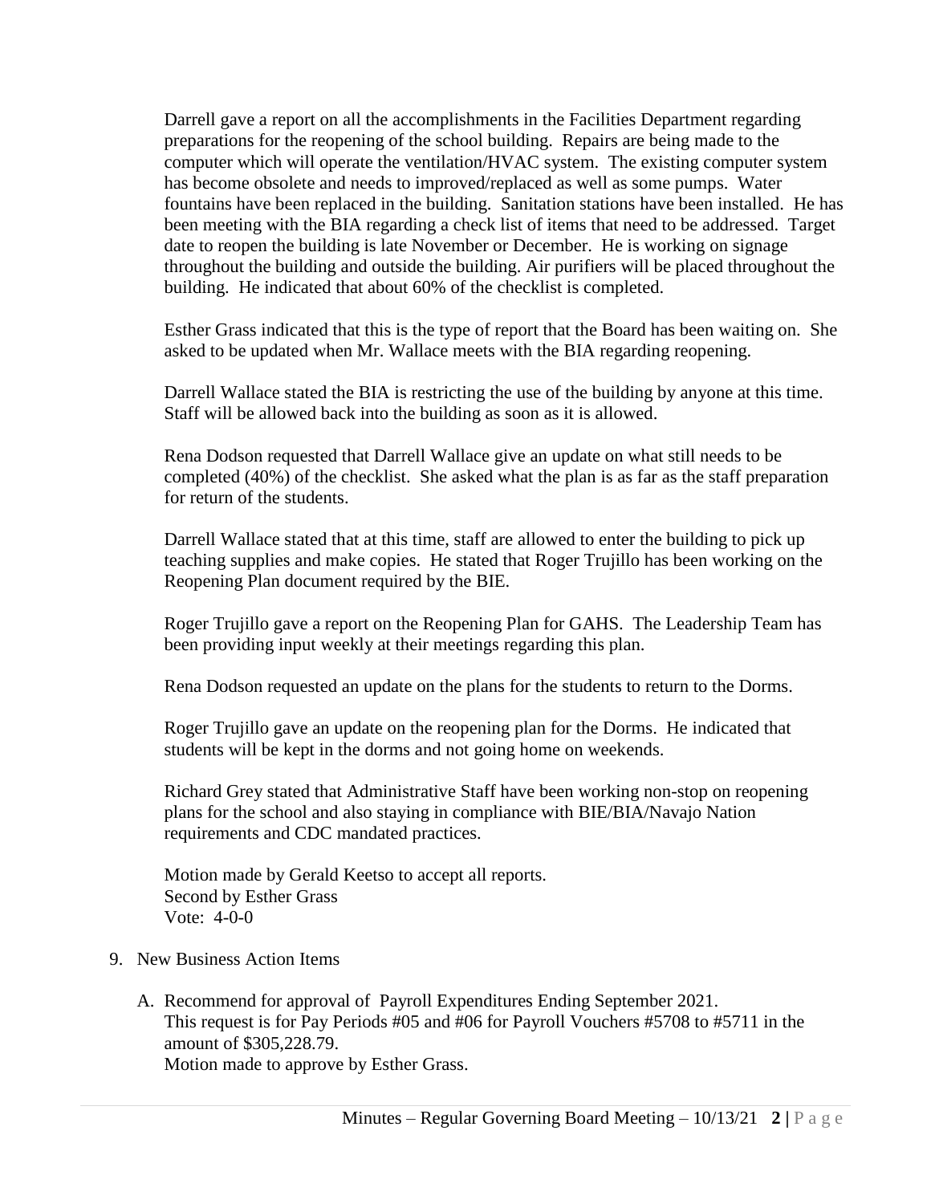Darrell gave a report on all the accomplishments in the Facilities Department regarding preparations for the reopening of the school building. Repairs are being made to the computer which will operate the ventilation/HVAC system. The existing computer system has become obsolete and needs to improved/replaced as well as some pumps. Water fountains have been replaced in the building. Sanitation stations have been installed. He has been meeting with the BIA regarding a check list of items that need to be addressed. Target date to reopen the building is late November or December. He is working on signage throughout the building and outside the building. Air purifiers will be placed throughout the building. He indicated that about 60% of the checklist is completed.

Esther Grass indicated that this is the type of report that the Board has been waiting on. She asked to be updated when Mr. Wallace meets with the BIA regarding reopening.

Darrell Wallace stated the BIA is restricting the use of the building by anyone at this time. Staff will be allowed back into the building as soon as it is allowed.

Rena Dodson requested that Darrell Wallace give an update on what still needs to be completed (40%) of the checklist. She asked what the plan is as far as the staff preparation for return of the students.

Darrell Wallace stated that at this time, staff are allowed to enter the building to pick up teaching supplies and make copies. He stated that Roger Trujillo has been working on the Reopening Plan document required by the BIE.

Roger Trujillo gave a report on the Reopening Plan for GAHS. The Leadership Team has been providing input weekly at their meetings regarding this plan.

Rena Dodson requested an update on the plans for the students to return to the Dorms.

Roger Trujillo gave an update on the reopening plan for the Dorms. He indicated that students will be kept in the dorms and not going home on weekends.

Richard Grey stated that Administrative Staff have been working non-stop on reopening plans for the school and also staying in compliance with BIE/BIA/Navajo Nation requirements and CDC mandated practices.

Motion made by Gerald Keetso to accept all reports.
Second by Esther Grass
Vote: 4-0-0

9. New Business Action Items

   A. Recommend for approval of Payroll Expenditures Ending September 2021.
   This request is for Pay Periods #05 and #06 for Payroll Vouchers #5708 to #5711 in the amount of $305,228.79.
   Motion made to approve by Esther Grass.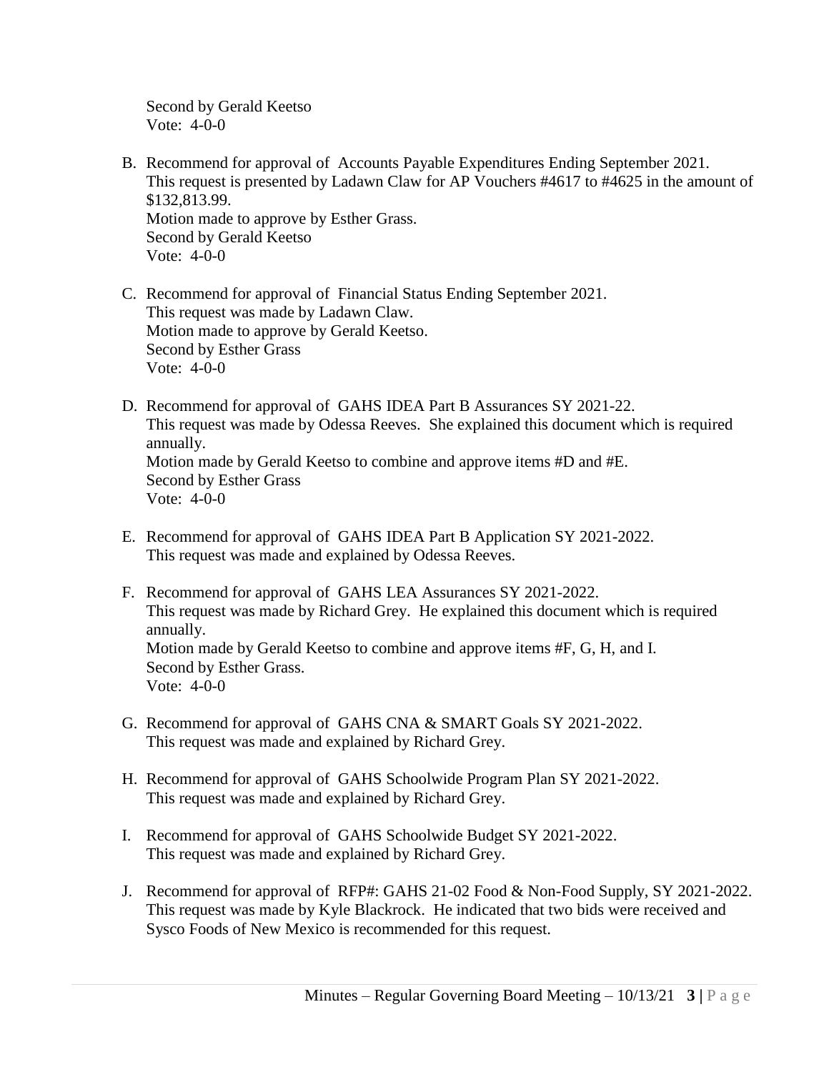Second by Gerald Keetso
Vote: 4-0-0

B. Recommend for approval of Accounts Payable Expenditures Ending September 2021.
This request is presented by Ladawn Claw for AP Vouchers #4617 to #4625 in the amount of $132,813.99.
Motion made to approve by Esther Grass.
Second by Gerald Keetso
Vote: 4-0-0

C. Recommend for approval of Financial Status Ending September 2021.
This request was made by Ladawn Claw.
Motion made to approve by Gerald Keetso.
Second by Esther Grass
Vote: 4-0-0

D. Recommend for approval of GAHS IDEA Part B Assurances SY 2021-22.
This request was made by Odessa Reeves. She explained this document which is required annually.
Motion made by Gerald Keetso to combine and approve items #D and #E.
Second by Esther Grass
Vote: 4-0-0

E. Recommend for approval of GAHS IDEA Part B Application SY 2021-2022.
This request was made and explained by Odessa Reeves.

F. Recommend for approval of GAHS LEA Assurances SY 2021-2022.
This request was made by Richard Grey. He explained this document which is required annually.
Motion made by Gerald Keetso to combine and approve items #F, G, H, and I.
Second by Esther Grass.
Vote: 4-0-0

G. Recommend for approval of GAHS CNA & SMART Goals SY 2021-2022.
This request was made and explained by Richard Grey.

H. Recommend for approval of GAHS Schoolwide Program Plan SY 2021-2022.
This request was made and explained by Richard Grey.

I. Recommend for approval of GAHS Schoolwide Budget SY 2021-2022.
This request was made and explained by Richard Grey.

J. Recommend for approval of RFP#: GAHS 21-02 Food & Non-Food Supply, SY 2021-2022.
This request was made by Kyle Blackrock. He indicated that two bids were received and Sysco Foods of New Mexico is recommended for this request.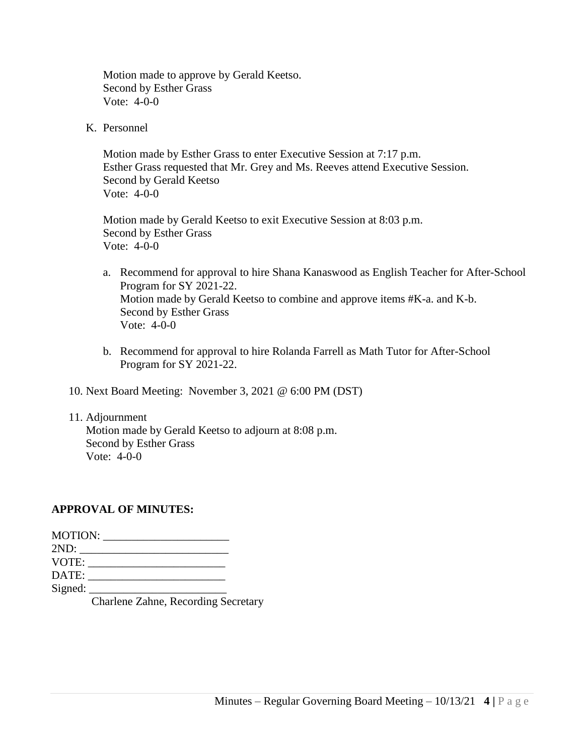Motion made to approve by Gerald Keetso.
Second by Esther Grass
Vote: 4-0-0

K. Personnel

Motion made by Esther Grass to enter Executive Session at 7:17 p.m.
Esther Grass requested that Mr. Grey and Ms. Reeves attend Executive Session.
Second by Gerald Keetso
Vote: 4-0-0

Motion made by Gerald Keetso to exit Executive Session at 8:03 p.m.
Second by Esther Grass
Vote: 4-0-0

a. Recommend for approval to hire Shana Kanaswood as English Teacher for After-School Program for SY 2021-22.
   Motion made by Gerald Keetso to combine and approve items #K-a. and K-b.
   Second by Esther Grass
   Vote: 4-0-0

b. Recommend for approval to hire Rolanda Farrell as Math Tutor for After-School Program for SY 2021-22.

10. Next Board Meeting: November 3, 2021 @ 6:00 PM (DST)

11. Adjournment
    Motion made by Gerald Keetso to adjourn at 8:08 p.m.
    Second by Esther Grass
    Vote: 4-0-0

**APPROVAL OF MINUTES:**

MOTION: ______________________
2ND: _________________________
VOTE: ________________________
DATE: ________________________
Signed: ________________________
Charlene Zahne, Recording Secretary